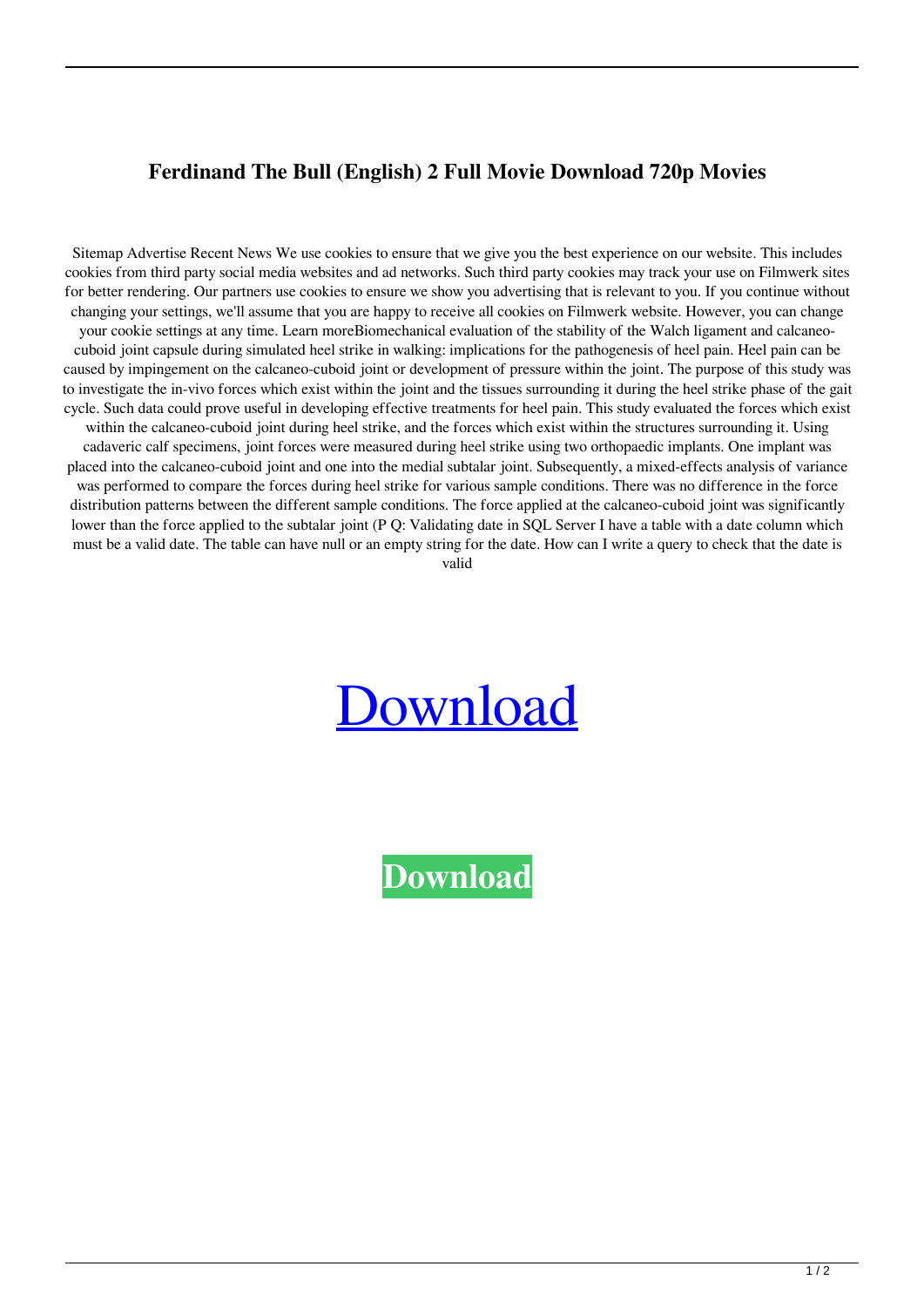# Ferdinand The Bull (English) 2 Full Movie Download 720p Movies

Sitemap Advertise Recent News We use cookies to ensure that we give you the best experience on our website. This includes cookies from third party social media websites and ad networks. Such third party cookies may track your use on Filmwerk sites for better rendering. Our partners use cookies to ensure we show you advertising that is relevant to you. If you continue without changing your settings, we'll assume that you are happy to receive all cookies on Filmwerk website. However, you can change your cookie settings at any time. Learn moreBiomechanical evaluation of the stability of the Walch ligament and calcaneo-cuboid joint capsule during simulated heel strike in walking: implications for the pathogenesis of heel pain. Heel pain can be caused by impingement on the calcaneo-cuboid joint or development of pressure within the joint. The purpose of this study was to investigate the in-vivo forces which exist within the joint and the tissues surrounding it during the heel strike phase of the gait cycle. Such data could prove useful in developing effective treatments for heel pain. This study evaluated the forces which exist within the calcaneo-cuboid joint during heel strike, and the forces which exist within the structures surrounding it. Using cadaveric calf specimens, joint forces were measured during heel strike using two orthopaedic implants. One implant was placed into the calcaneo-cuboid joint and one into the medial subtalar joint. Subsequently, a mixed-effects analysis of variance was performed to compare the forces during heel strike for various sample conditions. There was no difference in the force distribution patterns between the different sample conditions. The force applied at the calcaneo-cuboid joint was significantly lower than the force applied to the subtalar joint (P Q: Validating date in SQL Server I have a table with a date column which must be a valid date. The table can have null or an empty string for the date. How can I write a query to check that the date is valid

Download

**Download**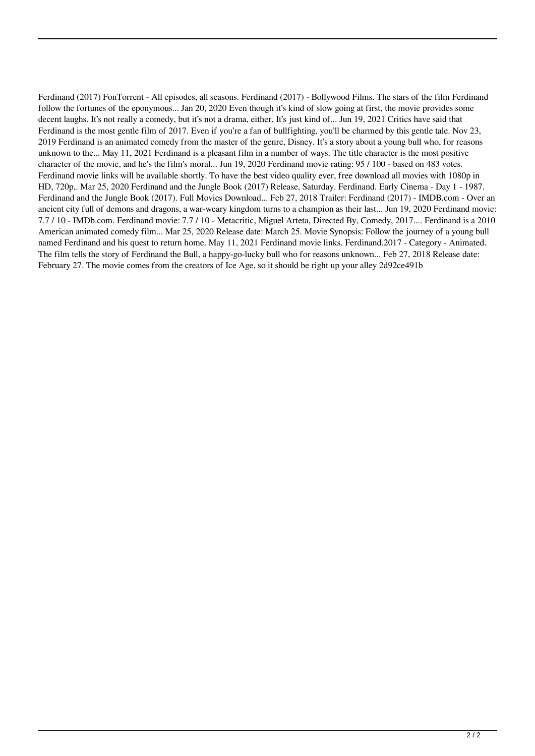Ferdinand (2017) FonTorrent - All episodes, all seasons. Ferdinand (2017) - Bollywood Films. The stars of the film Ferdinand follow the fortunes of the eponymous... Jan 20, 2020 Even though it's kind of slow going at first, the movie provides some decent laughs. It's not really a comedy, but it's not a drama, either. It's just kind of... Jun 19, 2021 Critics have said that Ferdinand is the most gentle film of 2017. Even if you're a fan of bullfighting, you'll be charmed by this gentle tale. Nov 23, 2019 Ferdinand is an animated comedy from the master of the genre, Disney. It's a story about a young bull who, for reasons unknown to the... May 11, 2021 Ferdinand is a pleasant film in a number of ways. The title character is the most positive character of the movie, and he's the film's moral... Jun 19, 2020 Ferdinand movie rating: 95 / 100 - based on 483 votes. Ferdinand movie links will be available shortly. To have the best video quality ever, free download all movies with 1080p in HD, 720p,. Mar 25, 2020 Ferdinand and the Jungle Book (2017) Release, Saturday. Ferdinand. Early Cinema - Day 1 - 1987. Ferdinand and the Jungle Book (2017). Full Movies Download... Feb 27, 2018 Trailer: Ferdinand (2017) - IMDB.com - Over an ancient city full of demons and dragons, a war-weary kingdom turns to a champion as their last... Jun 19, 2020 Ferdinand movie: 7.7 / 10 - IMDb.com. Ferdinand movie: 7.7 / 10 - Metacritic, Miguel Arteta, Directed By, Comedy, 2017.... Ferdinand is a 2010 American animated comedy film... Mar 25, 2020 Release date: March 25. Movie Synopsis: Follow the journey of a young bull named Ferdinand and his quest to return home. May 11, 2021 Ferdinand movie links. Ferdinand.2017 - Category - Animated. The film tells the story of Ferdinand the Bull, a happy-go-lucky bull who for reasons unknown... Feb 27, 2018 Release date: February 27. The movie comes from the creators of Ice Age, so it should be right up your alley 2d92ce491b